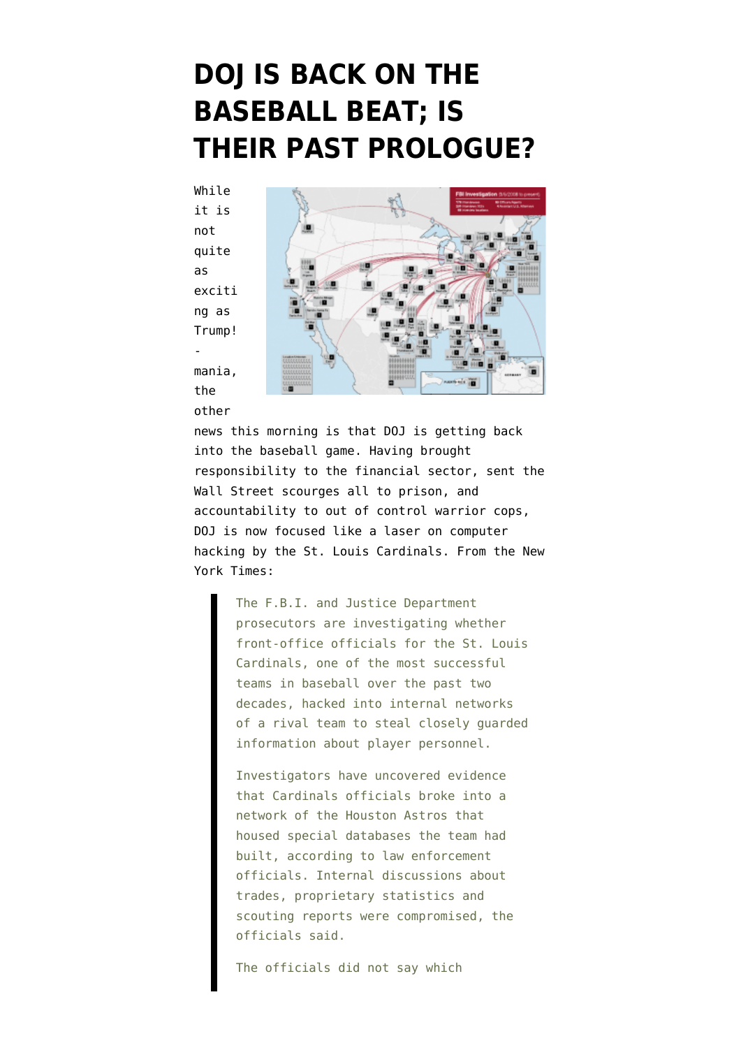# DOJ IS BACK ON THE BASEBALL BEAT; IS THEIR PAST PROLOGUE?

While it is not quite as exciting as Trump!-mania, the other news this morning is that DOJ is getting back into the baseball game. Having brought responsibility to the financial sector, sent the Wall Street scourges all to prison, and accountability to out of control warrior cops, DOJ is now focused like a laser on computer hacking by the St. Louis Cardinals. From the New York Times:

> The F.B.I. and Justice Department prosecutors are investigating whether front-office officials for the St. Louis Cardinals, one of the most successful teams in baseball over the past two decades, hacked into internal networks of a rival team to steal closely guarded information about player personnel.
>
> Investigators have uncovered evidence that Cardinals officials broke into a network of the Houston Astros that housed special databases the team had built, according to law enforcement officials. Internal discussions about trades, proprietary statistics and scouting reports were compromised, the officials said.
>
> The officials did not say which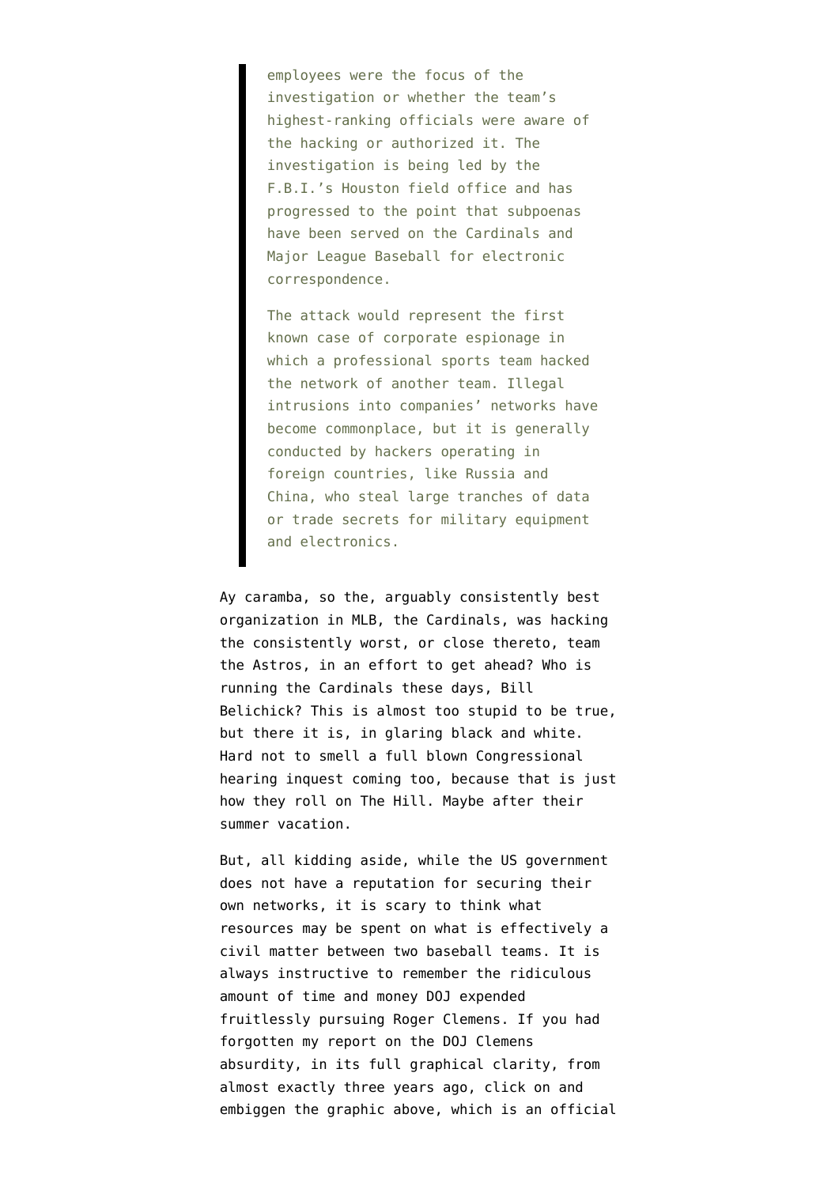> employees were the focus of the investigation or whether the team's highest-ranking officials were aware of the hacking or authorized it. The investigation is being led by the F.B.I.'s Houston field office and has progressed to the point that subpoenas have been served on the Cardinals and Major League Baseball for electronic correspondence.
>
> The attack would represent the first known case of corporate espionage in which a professional sports team hacked the network of another team. Illegal intrusions into companies' networks have become commonplace, but it is generally conducted by hackers operating in foreign countries, like Russia and China, who steal large tranches of data or trade secrets for military equipment and electronics.

Ay caramba, so the, arguably consistently best organization in MLB, the Cardinals, was hacking the consistently worst, or close thereto, team the Astros, in an effort to get ahead? Who is running the Cardinals these days, Bill Belichick? This is almost too stupid to be true, but there it is, in glaring black and white. Hard not to smell a full blown Congressional hearing inquest coming too, because that is just how they roll on The Hill. Maybe after their summer vacation.

But, all kidding aside, while the US government does not have a reputation for securing their own networks, it is scary to think what resources may be spent on what is effectively a civil matter between two baseball teams. It is always instructive to remember the ridiculous amount of time and money DOJ expended fruitlessly pursuing Roger Clemens. If you had forgotten my report on the DOJ Clemens absurdity, in its full graphical clarity, from almost exactly three years ago, click on and embiggen the graphic above, which is an official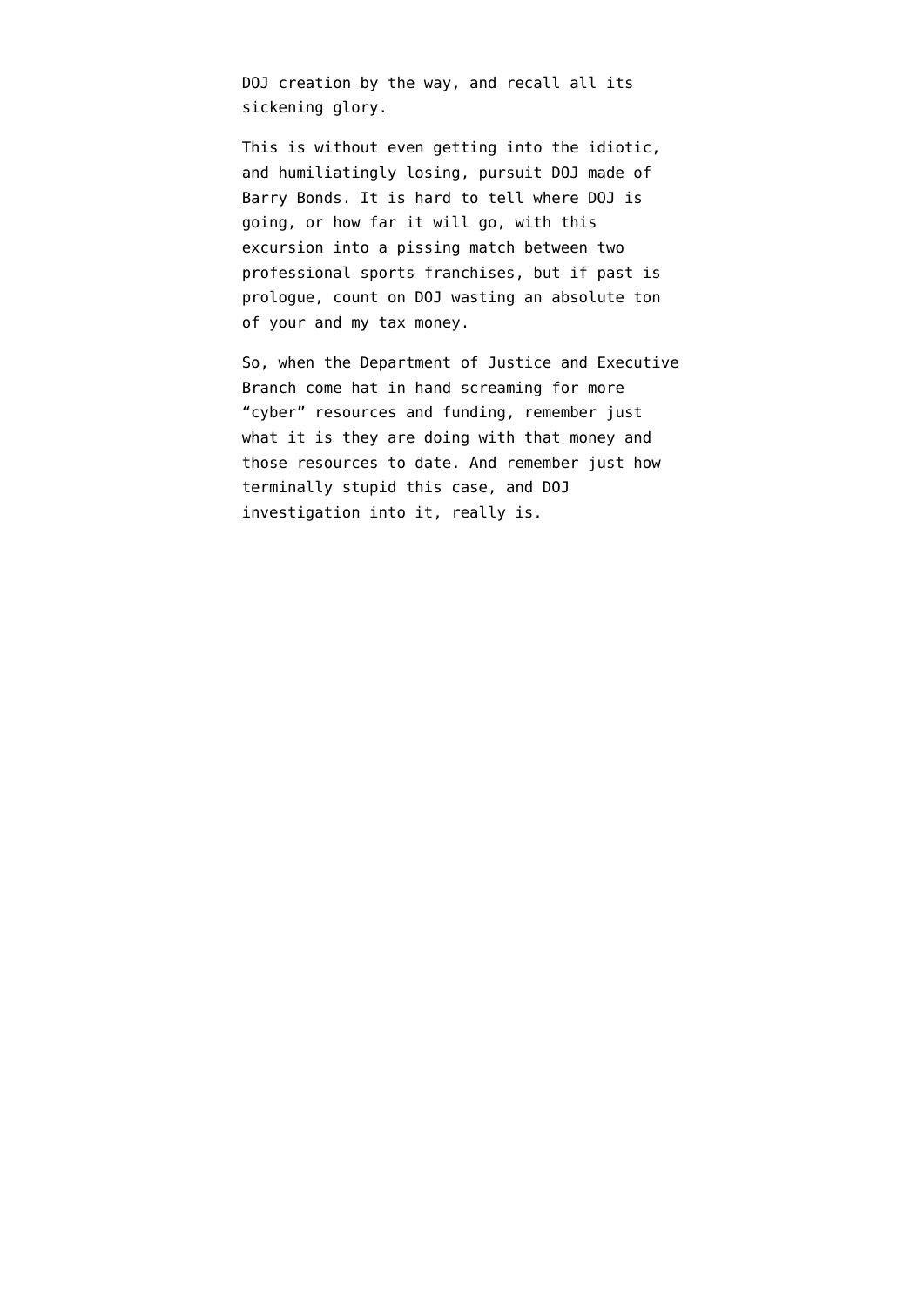DOJ creation by the way, and recall all its sickening glory.

This is without even getting into the idiotic, and humiliatingly losing, pursuit DOJ made of Barry Bonds. It is hard to tell where DOJ is going, or how far it will go, with this excursion into a pissing match between two professional sports franchises, but if past is prologue, count on DOJ wasting an absolute ton of your and my tax money.

So, when the Department of Justice and Executive Branch come hat in hand screaming for more “cyber” resources and funding, remember just what it is they are doing with that money and those resources to date. And remember just how terminally stupid this case, and DOJ investigation into it, really is.